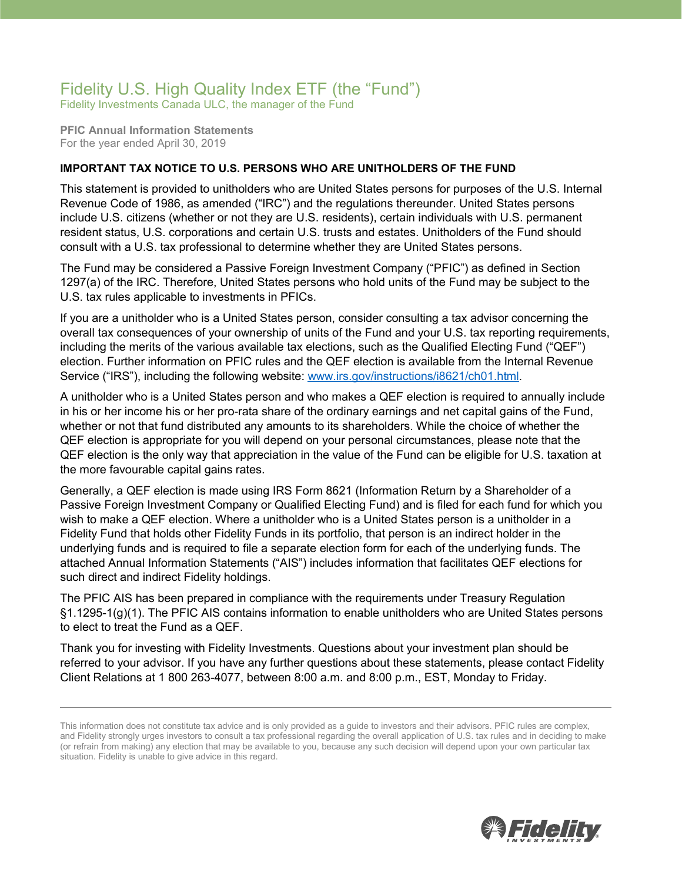# Fidelity U.S. High Quality Index ETF (the "Fund")

Fidelity Investments Canada ULC, the manager of the Fund

**PFIC Annual Information Statements**
For the year ended April 30, 2019

**IMPORTANT TAX NOTICE TO U.S. PERSONS WHO ARE UNITHOLDERS OF THE FUND**

This statement is provided to unitholders who are United States persons for purposes of the U.S. Internal Revenue Code of 1986, as amended ("IRC") and the regulations thereunder. United States persons include U.S. citizens (whether or not they are U.S. residents), certain individuals with U.S. permanent resident status, U.S. corporations and certain U.S. trusts and estates. Unitholders of the Fund should consult with a U.S. tax professional to determine whether they are United States persons.

The Fund may be considered a Passive Foreign Investment Company ("PFIC") as defined in Section 1297(a) of the IRC. Therefore, United States persons who hold units of the Fund may be subject to the U.S. tax rules applicable to investments in PFICs.

If you are a unitholder who is a United States person, consider consulting a tax advisor concerning the overall tax consequences of your ownership of units of the Fund and your U.S. tax reporting requirements, including the merits of the various available tax elections, such as the Qualified Electing Fund ("QEF") election. Further information on PFIC rules and the QEF election is available from the Internal Revenue Service ("IRS"), including the following website: www.irs.gov/instructions/i8621/ch01.html.

A unitholder who is a United States person and who makes a QEF election is required to annually include in his or her income his or her pro-rata share of the ordinary earnings and net capital gains of the Fund, whether or not that fund distributed any amounts to its shareholders. While the choice of whether the QEF election is appropriate for you will depend on your personal circumstances, please note that the QEF election is the only way that appreciation in the value of the Fund can be eligible for U.S. taxation at the more favourable capital gains rates.

Generally, a QEF election is made using IRS Form 8621 (Information Return by a Shareholder of a Passive Foreign Investment Company or Qualified Electing Fund) and is filed for each fund for which you wish to make a QEF election. Where a unitholder who is a United States person is a unitholder in a Fidelity Fund that holds other Fidelity Funds in its portfolio, that person is an indirect holder in the underlying funds and is required to file a separate election form for each of the underlying funds. The attached Annual Information Statements ("AIS") includes information that facilitates QEF elections for such direct and indirect Fidelity holdings.

The PFIC AIS has been prepared in compliance with the requirements under Treasury Regulation §1.1295-1(g)(1). The PFIC AIS contains information to enable unitholders who are United States persons to elect to treat the Fund as a QEF.

Thank you for investing with Fidelity Investments. Questions about your investment plan should be referred to your advisor. If you have any further questions about these statements, please contact Fidelity Client Relations at 1 800 263-4077, between 8:00 a.m. and 8:00 p.m., EST, Monday to Friday.

---

This information does not constitute tax advice and is only provided as a guide to investors and their advisors. PFIC rules are complex, and Fidelity strongly urges investors to consult a tax professional regarding the overall application of U.S. tax rules and in deciding to make (or refrain from making) any election that may be available to you, because any such decision will depend upon your own particular tax situation. Fidelity is unable to give advice in this regard.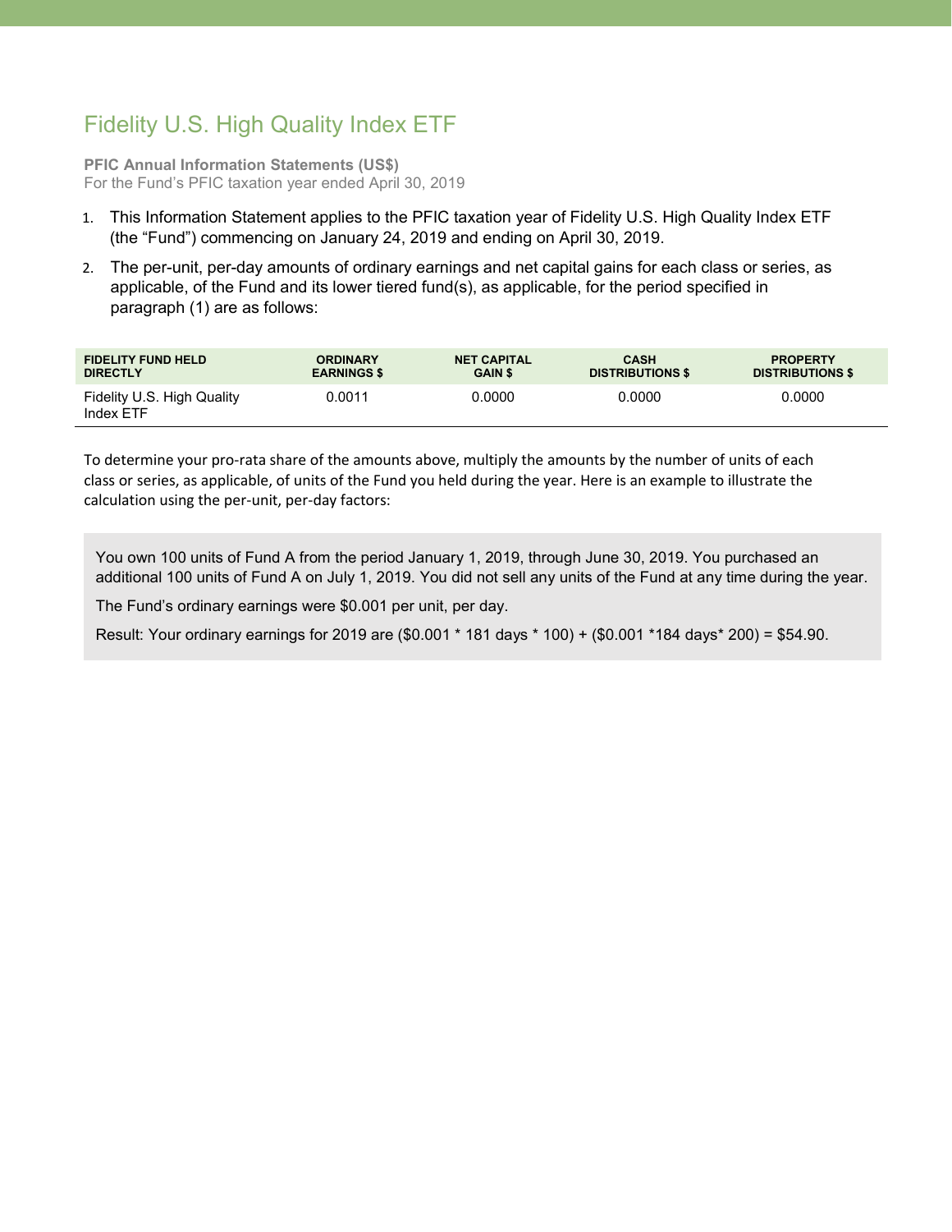# Fidelity U.S. High Quality Index ETF

**PFIC Annual Information Statements (US$)**
For the Fund's PFIC taxation year ended April 30, 2019

1. This Information Statement applies to the PFIC taxation year of Fidelity U.S. High Quality Index ETF (the "Fund") commencing on January 24, 2019 and ending on April 30, 2019.
2. The per-unit, per-day amounts of ordinary earnings and net capital gains for each class or series, as applicable, of the Fund and its lower tiered fund(s), as applicable, for the period specified in paragraph (1) are as follows:

| FIDELITY FUND HELD DIRECTLY | ORDINARY EARNINGS $ | NET CAPITAL GAIN $ | CASH DISTRIBUTIONS $ | PROPERTY DISTRIBUTIONS $ |
|---|---|---|---|---|
| Fidelity U.S. High Quality Index ETF | 0.0011 | 0.0000 | 0.0000 | 0.0000 |

To determine your pro-rata share of the amounts above, multiply the amounts by the number of units of each class or series, as applicable, of units of the Fund you held during the year. Here is an example to illustrate the calculation using the per-unit, per-day factors:

> You own 100 units of Fund A from the period January 1, 2019, through June 30, 2019. You purchased an additional 100 units of Fund A on July 1, 2019. You did not sell any units of the Fund at any time during the year.
>
> The Fund's ordinary earnings were $0.001 per unit, per day.
>
> Result: Your ordinary earnings for 2019 are ($0.001 * 181 days * 100) + ($0.001 *184 days* 200) = $54.90.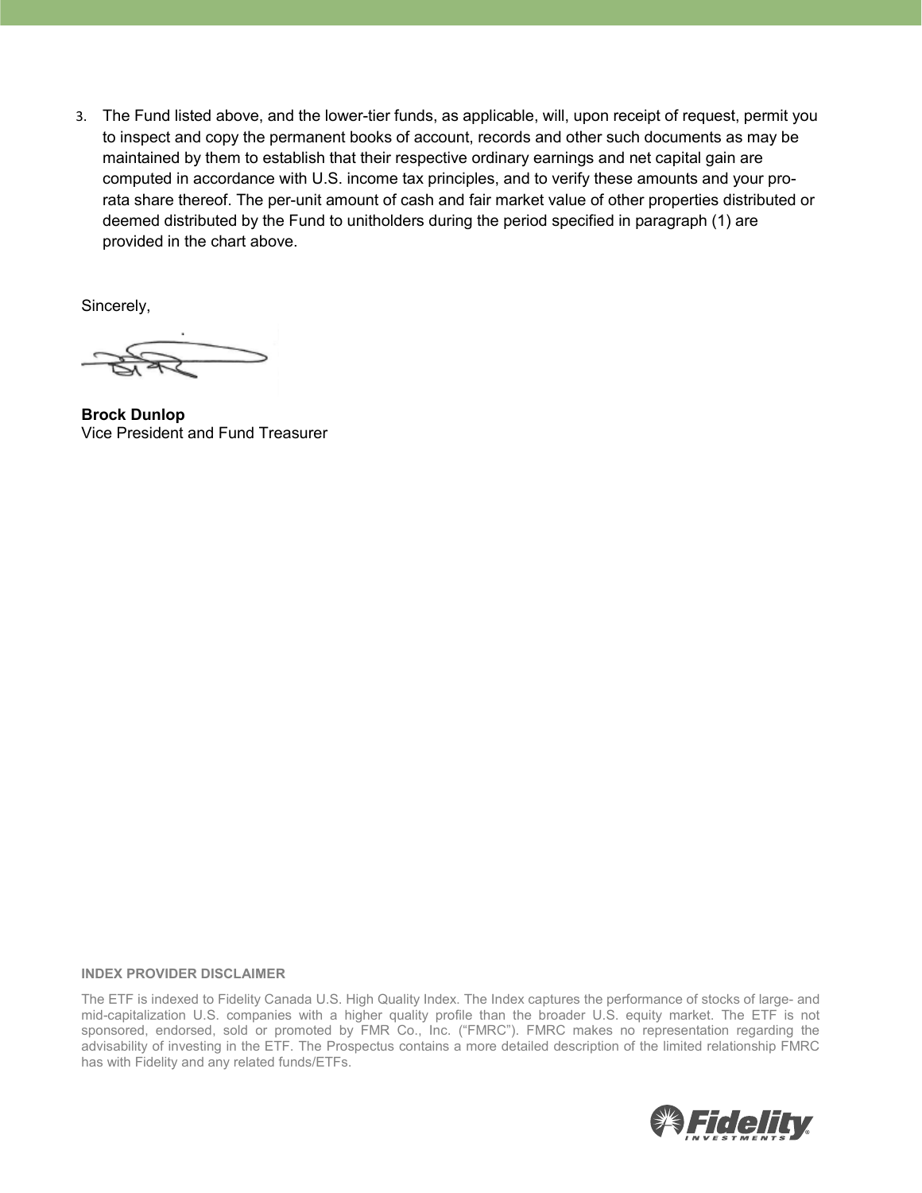3. The Fund listed above, and the lower-tier funds, as applicable, will, upon receipt of request, permit you to inspect and copy the permanent books of account, records and other such documents as may be maintained by them to establish that their respective ordinary earnings and net capital gain are computed in accordance with U.S. income tax principles, and to verify these amounts and your pro-rata share thereof. The per-unit amount of cash and fair market value of other properties distributed or deemed distributed by the Fund to unitholders during the period specified in paragraph (1) are provided in the chart above.

Sincerely,

**Brock Dunlop**
Vice President and Fund Treasurer

**INDEX PROVIDER DISCLAIMER**

The ETF is indexed to Fidelity Canada U.S. High Quality Index. The Index captures the performance of stocks of large- and mid-capitalization U.S. companies with a higher quality profile than the broader U.S. equity market. The ETF is not sponsored, endorsed, sold or promoted by FMR Co., Inc. ("FMRC"). FMRC makes no representation regarding the advisability of investing in the ETF. The Prospectus contains a more detailed description of the limited relationship FMRC has with Fidelity and any related funds/ETFs.